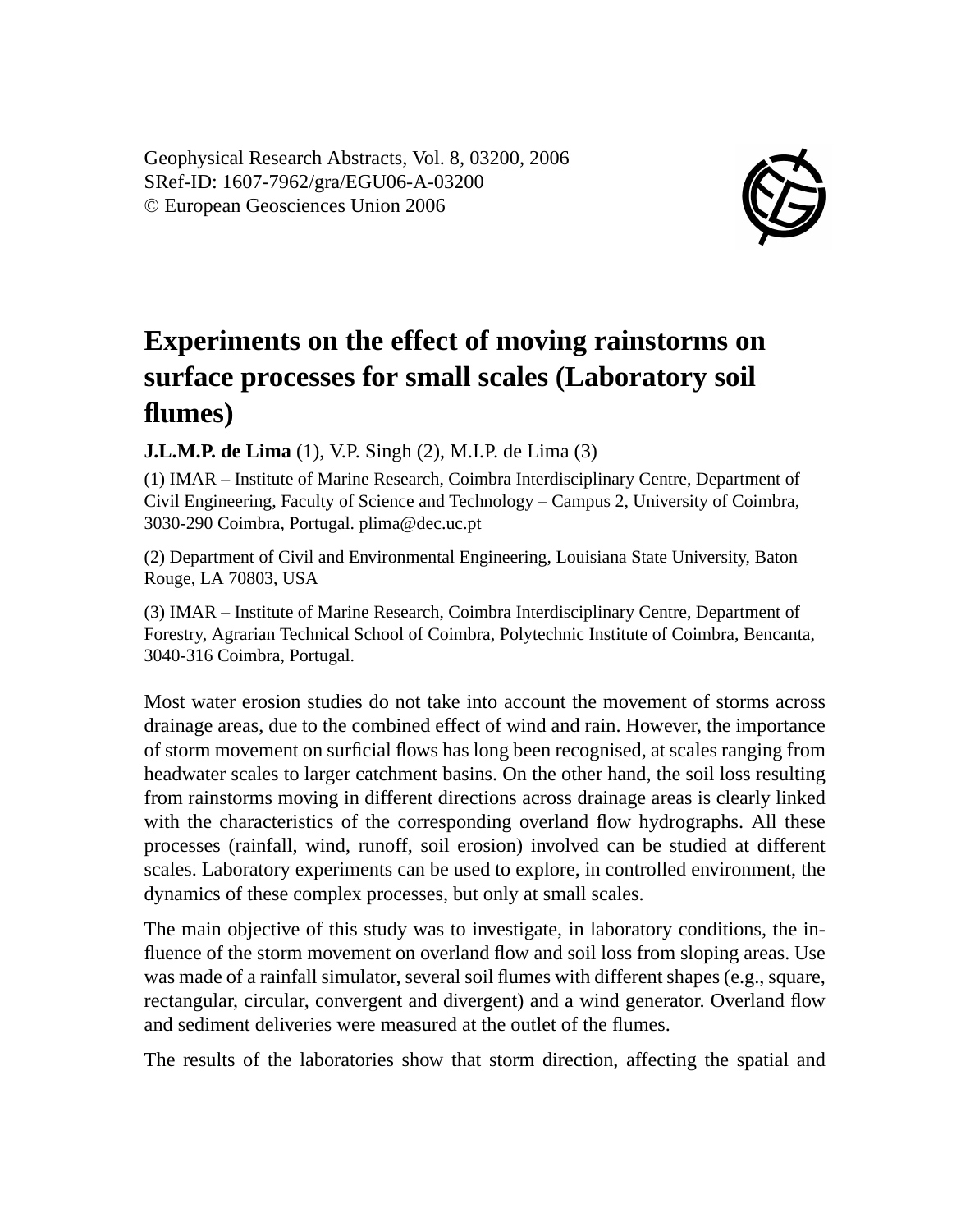Geophysical Research Abstracts, Vol. 8, 03200, 2006
SRef-ID: 1607-7962/gra/EGU06-A-03200
© European Geosciences Union 2006

# Experiments on the effect of moving rainstorms on surface processes for small scales (Laboratory soil flumes)

**J.L.M.P. de Lima** (1), V.P. Singh (2), M.I.P. de Lima (3)

(1) IMAR – Institute of Marine Research, Coimbra Interdisciplinary Centre, Department of Civil Engineering, Faculty of Science and Technology – Campus 2, University of Coimbra, 3030-290 Coimbra, Portugal. plima@dec.uc.pt

(2) Department of Civil and Environmental Engineering, Louisiana State University, Baton Rouge, LA 70803, USA

(3) IMAR – Institute of Marine Research, Coimbra Interdisciplinary Centre, Department of Forestry, Agrarian Technical School of Coimbra, Polytechnic Institute of Coimbra, Bencanta, 3040-316 Coimbra, Portugal.

Most water erosion studies do not take into account the movement of storms across drainage areas, due to the combined effect of wind and rain. However, the importance of storm movement on surficial flows has long been recognised, at scales ranging from headwater scales to larger catchment basins. On the other hand, the soil loss resulting from rainstorms moving in different directions across drainage areas is clearly linked with the characteristics of the corresponding overland flow hydrographs. All these processes (rainfall, wind, runoff, soil erosion) involved can be studied at different scales. Laboratory experiments can be used to explore, in controlled environment, the dynamics of these complex processes, but only at small scales.

The main objective of this study was to investigate, in laboratory conditions, the influence of the storm movement on overland flow and soil loss from sloping areas. Use was made of a rainfall simulator, several soil flumes with different shapes (e.g., square, rectangular, circular, convergent and divergent) and a wind generator. Overland flow and sediment deliveries were measured at the outlet of the flumes.

The results of the laboratories show that storm direction, affecting the spatial and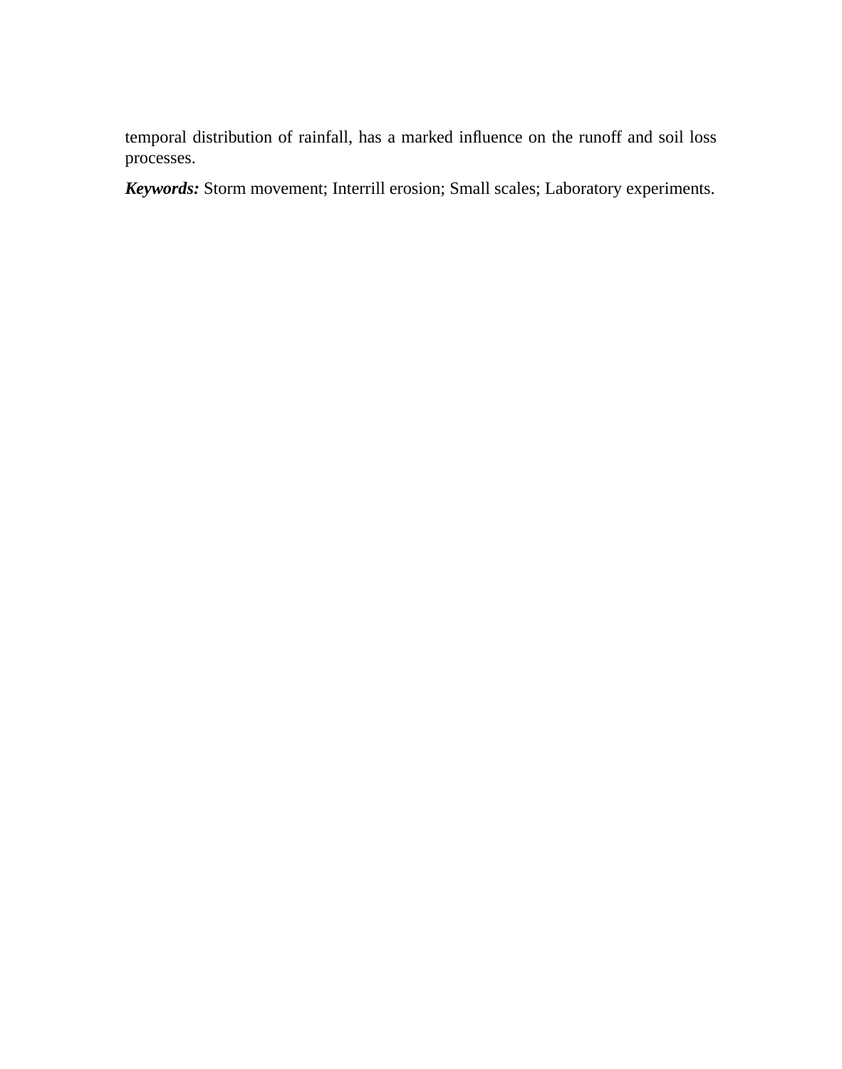temporal distribution of rainfall, has a marked influence on the runoff and soil loss processes.

***Keywords:*** Storm movement; Interrill erosion; Small scales; Laboratory experiments.